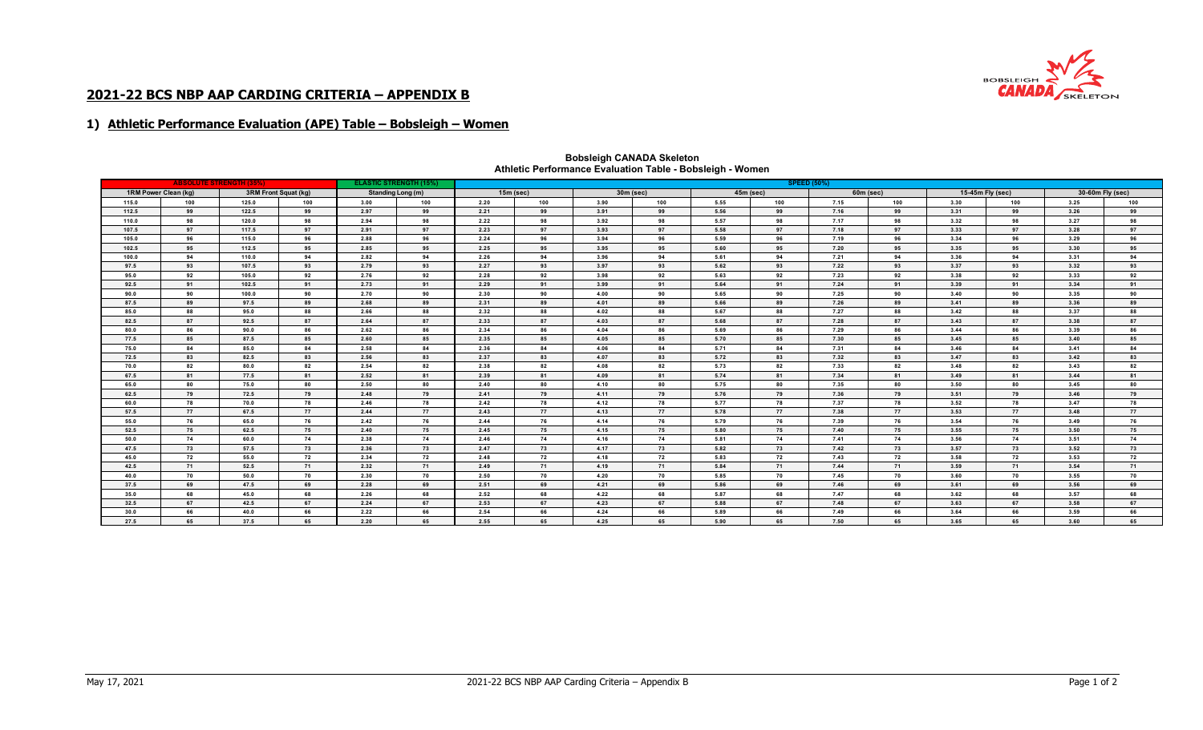## 2021-22 BCS NBP AAP CARDING CRITERIA – APPENDIX B

### 1) Athletic Performance Evaluation (APE) Table – Bobsleigh – Women

**Bobsleigh CANADA Skeleton**
**Athletic Performance Evaluation Table - Bobsleigh - Women**

| ABSOLUTE STRENGTH (35%) | | | | ELASTIC STRENGTH (15%) | | SPEED (50%) | | | | | | | | | | | |
|---|---|---|---|---|---|---|---|---|---|---|---|---|---|---|---|---|---|
| 1RM Power Clean (kg) | | 3RM Front Squat (kg) | | Standing Long (m) | | 15m (sec) | | 30m (sec) | | 45m (sec) | | 60m (sec) | | 15-45m Fly (sec) | | 30-60m Fly (sec) | |
| 115.0 | 100 | 125.0 | 100 | 3.00 | 100 | 2.20 | 100 | 3.90 | 100 | 5.55 | 100 | 7.15 | 100 | 3.30 | 100 | 3.25 | 100 |
| 112.5 | 99 | 122.5 | 99 | 2.97 | 99 | 2.21 | 99 | 3.91 | 99 | 5.56 | 99 | 7.16 | 99 | 3.31 | 99 | 3.26 | 99 |
| 110.0 | 98 | 120.0 | 98 | 2.94 | 98 | 2.22 | 98 | 3.92 | 98 | 5.57 | 98 | 7.17 | 98 | 3.32 | 98 | 3.27 | 98 |
| 107.5 | 97 | 117.5 | 97 | 2.91 | 97 | 2.23 | 97 | 3.93 | 97 | 5.58 | 97 | 7.18 | 97 | 3.33 | 97 | 3.28 | 97 |
| 105.0 | 96 | 115.0 | 96 | 2.88 | 96 | 2.24 | 96 | 3.94 | 96 | 5.59 | 96 | 7.19 | 96 | 3.34 | 96 | 3.29 | 96 |
| 102.5 | 95 | 112.5 | 95 | 2.85 | 95 | 2.25 | 95 | 3.95 | 95 | 5.60 | 95 | 7.20 | 95 | 3.35 | 95 | 3.30 | 95 |
| 100.0 | 94 | 110.0 | 94 | 2.82 | 94 | 2.26 | 94 | 3.96 | 94 | 5.61 | 94 | 7.21 | 94 | 3.36 | 94 | 3.31 | 94 |
| 97.5 | 93 | 107.5 | 93 | 2.79 | 93 | 2.27 | 93 | 3.97 | 93 | 5.62 | 93 | 7.22 | 93 | 3.37 | 93 | 3.32 | 93 |
| 95.0 | 92 | 105.0 | 92 | 2.76 | 92 | 2.28 | 92 | 3.98 | 92 | 5.63 | 92 | 7.23 | 92 | 3.38 | 92 | 3.33 | 92 |
| 92.5 | 91 | 102.5 | 91 | 2.73 | 91 | 2.29 | 91 | 3.99 | 91 | 5.64 | 91 | 7.24 | 91 | 3.39 | 91 | 3.34 | 91 |
| 90.0 | 90 | 100.0 | 90 | 2.70 | 90 | 2.30 | 90 | 4.00 | 90 | 5.65 | 90 | 7.25 | 90 | 3.40 | 90 | 3.35 | 90 |
| 87.5 | 89 | 97.5 | 89 | 2.68 | 89 | 2.31 | 89 | 4.01 | 89 | 5.66 | 89 | 7.26 | 89 | 3.41 | 89 | 3.36 | 89 |
| 85.0 | 88 | 95.0 | 88 | 2.66 | 88 | 2.32 | 88 | 4.02 | 88 | 5.67 | 88 | 7.27 | 88 | 3.42 | 88 | 3.37 | 88 |
| 82.5 | 87 | 92.5 | 87 | 2.64 | 87 | 2.33 | 87 | 4.03 | 87 | 5.68 | 87 | 7.28 | 87 | 3.43 | 87 | 3.38 | 87 |
| 80.0 | 86 | 90.0 | 86 | 2.62 | 86 | 2.34 | 86 | 4.04 | 86 | 5.69 | 86 | 7.29 | 86 | 3.44 | 86 | 3.39 | 86 |
| 77.5 | 85 | 87.5 | 85 | 2.60 | 85 | 2.35 | 85 | 4.05 | 85 | 5.70 | 85 | 7.30 | 85 | 3.45 | 85 | 3.40 | 85 |
| 75.0 | 84 | 85.0 | 84 | 2.58 | 84 | 2.36 | 84 | 4.06 | 84 | 5.71 | 84 | 7.31 | 84 | 3.46 | 84 | 3.41 | 84 |
| 72.5 | 83 | 82.5 | 83 | 2.56 | 83 | 2.37 | 83 | 4.07 | 83 | 5.72 | 83 | 7.32 | 83 | 3.47 | 83 | 3.42 | 83 |
| 70.0 | 82 | 80.0 | 82 | 2.54 | 82 | 2.38 | 82 | 4.08 | 82 | 5.73 | 82 | 7.33 | 82 | 3.48 | 82 | 3.43 | 82 |
| 67.5 | 81 | 77.5 | 81 | 2.52 | 81 | 2.39 | 81 | 4.09 | 81 | 5.74 | 81 | 7.34 | 81 | 3.49 | 81 | 3.44 | 81 |
| 65.0 | 80 | 75.0 | 80 | 2.50 | 80 | 2.40 | 80 | 4.10 | 80 | 5.75 | 80 | 7.35 | 80 | 3.50 | 80 | 3.45 | 80 |
| 62.5 | 79 | 72.5 | 79 | 2.48 | 79 | 2.41 | 79 | 4.11 | 79 | 5.76 | 79 | 7.36 | 79 | 3.51 | 79 | 3.46 | 79 |
| 60.0 | 78 | 70.0 | 78 | 2.46 | 78 | 2.42 | 78 | 4.12 | 78 | 5.77 | 78 | 7.37 | 78 | 3.52 | 78 | 3.47 | 78 |
| 57.5 | 77 | 67.5 | 77 | 2.44 | 77 | 2.43 | 77 | 4.13 | 77 | 5.78 | 77 | 7.38 | 77 | 3.53 | 77 | 3.48 | 77 |
| 55.0 | 76 | 65.0 | 76 | 2.42 | 76 | 2.44 | 76 | 4.14 | 76 | 5.79 | 76 | 7.39 | 76 | 3.54 | 76 | 3.49 | 76 |
| 52.5 | 75 | 62.5 | 75 | 2.40 | 75 | 2.45 | 75 | 4.15 | 75 | 5.80 | 75 | 7.40 | 75 | 3.55 | 75 | 3.50 | 75 |
| 50.0 | 74 | 60.0 | 74 | 2.38 | 74 | 2.46 | 74 | 4.16 | 74 | 5.81 | 74 | 7.41 | 74 | 3.56 | 74 | 3.51 | 74 |
| 47.5 | 73 | 57.5 | 73 | 2.36 | 73 | 2.47 | 73 | 4.17 | 73 | 5.82 | 73 | 7.42 | 73 | 3.57 | 73 | 3.52 | 73 |
| 45.0 | 72 | 55.0 | 72 | 2.34 | 72 | 2.48 | 72 | 4.18 | 72 | 5.83 | 72 | 7.43 | 72 | 3.58 | 72 | 3.53 | 72 |
| 42.5 | 71 | 52.5 | 71 | 2.32 | 71 | 2.49 | 71 | 4.19 | 71 | 5.84 | 71 | 7.44 | 71 | 3.59 | 71 | 3.54 | 71 |
| 40.0 | 70 | 50.0 | 70 | 2.30 | 70 | 2.50 | 70 | 4.20 | 70 | 5.85 | 70 | 7.45 | 70 | 3.60 | 70 | 3.55 | 70 |
| 37.5 | 69 | 47.5 | 69 | 2.28 | 69 | 2.51 | 69 | 4.21 | 69 | 5.86 | 69 | 7.46 | 69 | 3.61 | 69 | 3.56 | 69 |
| 35.0 | 68 | 45.0 | 68 | 2.26 | 68 | 2.52 | 68 | 4.22 | 68 | 5.87 | 68 | 7.47 | 68 | 3.62 | 68 | 3.57 | 68 |
| 32.5 | 67 | 42.5 | 67 | 2.24 | 67 | 2.53 | 67 | 4.23 | 67 | 5.88 | 67 | 7.48 | 67 | 3.63 | 67 | 3.58 | 67 |
| 30.0 | 66 | 40.0 | 66 | 2.22 | 66 | 2.54 | 66 | 4.24 | 66 | 5.89 | 66 | 7.49 | 66 | 3.64 | 66 | 3.59 | 66 |
| 27.5 | 65 | 37.5 | 65 | 2.20 | 65 | 2.55 | 65 | 4.25 | 65 | 5.90 | 65 | 7.50 | 65 | 3.65 | 65 | 3.60 | 65 |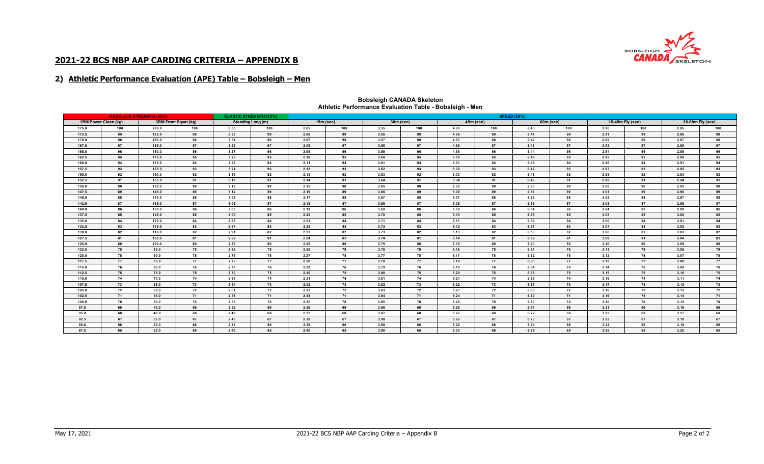## 2021-22 BCS NBP AAP CARDING CRITERIA – APPENDIX B

### 2) Athletic Performance Evaluation (APE) Table – Bobsleigh – Men

**Bobsleigh CANADA Skeleton**
**Athletic Performance Evaluation Table - Bobsleigh - Men**

| ABSOLUTE STRENGTH (35%) | | | | ELASTIC STRENGTH (15%) | | SPEED (50%) | | | | | | | | | | | |
|---|---|---|---|---|---|---|---|---|---|---|---|---|---|---|---|---|---|
| 1RM Power Clean (kg) | | 3RM Front Squat (kg) | | Standing Long (m) | | 15m (sec) | | 30m (sec) | | 45m (sec) | | 60m (sec) | | 15-45m Fly (sec) | | 30-60m Fly (sec) | |
| 175.0 | 100 | 200.0 | 100 | 3.35 | 100 | 2.05 | 100 | 3.55 | 100 | 4.95 | 100 | 6.40 | 100 | 2.90 | 100 | 2.85 | 100 |
| 172.5 | 99 | 195.0 | 99 | 3.33 | 99 | 2.06 | 99 | 3.56 | 99 | 4.96 | 99 | 6.41 | 99 | 2.91 | 99 | 2.86 | 99 |
| 170.0 | 98 | 190.0 | 98 | 3.31 | 98 | 2.07 | 98 | 3.57 | 98 | 4.97 | 98 | 6.42 | 98 | 2.92 | 98 | 2.87 | 98 |
| 167.5 | 97 | 185.0 | 97 | 3.29 | 97 | 2.08 | 97 | 3.58 | 97 | 4.98 | 97 | 6.43 | 97 | 2.93 | 97 | 2.88 | 97 |
| 165.0 | 96 | 180.0 | 96 | 3.27 | 96 | 2.09 | 96 | 3.59 | 96 | 4.99 | 96 | 6.44 | 96 | 2.94 | 96 | 2.89 | 96 |
| 162.5 | 95 | 175.0 | 95 | 3.25 | 95 | 2.10 | 95 | 3.60 | 95 | 5.00 | 95 | 6.45 | 95 | 2.95 | 95 | 2.90 | 95 |
| 160.0 | 94 | 170.0 | 94 | 3.23 | 94 | 2.11 | 94 | 3.61 | 94 | 5.01 | 94 | 6.46 | 94 | 2.96 | 94 | 2.91 | 94 |
| 157.5 | 93 | 165.0 | 93 | 3.21 | 93 | 2.12 | 93 | 3.62 | 93 | 5.02 | 93 | 6.47 | 93 | 2.97 | 93 | 2.92 | 93 |
| 155.0 | 92 | 160.0 | 92 | 3.19 | 92 | 2.13 | 92 | 3.63 | 92 | 5.03 | 92 | 6.48 | 92 | 2.98 | 92 | 2.93 | 92 |
| 152.5 | 91 | 155.0 | 91 | 3.17 | 91 | 2.14 | 91 | 3.64 | 91 | 5.04 | 91 | 6.49 | 91 | 2.99 | 91 | 2.94 | 91 |
| 150.0 | 90 | 150.0 | 90 | 3.15 | 90 | 2.15 | 90 | 3.65 | 90 | 5.05 | 90 | 6.50 | 90 | 3.00 | 90 | 2.95 | 90 |
| 147.5 | 89 | 145.0 | 89 | 3.12 | 89 | 2.16 | 89 | 3.66 | 89 | 5.06 | 89 | 6.51 | 89 | 3.01 | 89 | 2.96 | 89 |
| 145.0 | 88 | 140.0 | 88 | 3.09 | 88 | 2.17 | 88 | 3.67 | 88 | 5.07 | 88 | 6.52 | 88 | 3.02 | 88 | 2.97 | 88 |
| 142.5 | 87 | 135.0 | 87 | 3.06 | 87 | 2.18 | 87 | 3.68 | 87 | 5.08 | 87 | 6.53 | 87 | 3.03 | 87 | 2.98 | 87 |
| 140.0 | 86 | 130.0 | 86 | 3.03 | 86 | 2.19 | 86 | 3.69 | 86 | 5.09 | 86 | 6.54 | 86 | 3.04 | 86 | 2.99 | 86 |
| 137.5 | 85 | 125.0 | 85 | 3.00 | 85 | 2.20 | 85 | 3.70 | 85 | 5.10 | 85 | 6.55 | 85 | 3.05 | 85 | 3.00 | 85 |
| 135.0 | 84 | 120.0 | 84 | 2.97 | 84 | 2.21 | 84 | 3.71 | 84 | 5.11 | 84 | 6.56 | 84 | 3.06 | 84 | 3.01 | 84 |
| 132.5 | 83 | 115.0 | 83 | 2.94 | 83 | 2.22 | 83 | 3.72 | 83 | 5.12 | 83 | 6.57 | 83 | 3.07 | 83 | 3.02 | 83 |
| 130.0 | 82 | 110.0 | 82 | 2.91 | 82 | 2.23 | 82 | 3.73 | 82 | 5.13 | 82 | 6.58 | 82 | 3.08 | 82 | 3.03 | 82 |
| 127.5 | 81 | 105.0 | 81 | 2.88 | 81 | 2.24 | 81 | 3.74 | 81 | 5.14 | 81 | 6.59 | 81 | 3.09 | 81 | 3.04 | 81 |
| 125.0 | 80 | 100.0 | 80 | 2.85 | 80 | 2.25 | 80 | 3.75 | 80 | 5.15 | 80 | 6.60 | 80 | 3.10 | 80 | 3.05 | 80 |
| 122.5 | 79 | 95.0 | 79 | 2.82 | 79 | 2.26 | 79 | 3.76 | 79 | 5.16 | 79 | 6.61 | 79 | 3.11 | 79 | 3.06 | 79 |
| 120.0 | 78 | 90.0 | 78 | 2.79 | 78 | 2.27 | 78 | 3.77 | 78 | 5.17 | 78 | 6.62 | 78 | 3.12 | 78 | 3.07 | 78 |
| 117.5 | 77 | 85.0 | 77 | 2.76 | 77 | 2.28 | 77 | 3.78 | 77 | 5.18 | 77 | 6.63 | 77 | 3.13 | 77 | 3.08 | 77 |
| 115.0 | 76 | 80.0 | 76 | 2.73 | 76 | 2.29 | 76 | 3.79 | 76 | 5.19 | 76 | 6.64 | 76 | 3.14 | 76 | 3.09 | 76 |
| 112.5 | 75 | 75.0 | 75 | 2.70 | 75 | 2.30 | 75 | 3.80 | 75 | 5.20 | 75 | 6.65 | 75 | 3.15 | 75 | 3.10 | 75 |
| 110.0 | 74 | 70.0 | 74 | 2.67 | 74 | 2.31 | 74 | 3.81 | 74 | 5.21 | 74 | 6.66 | 74 | 3.16 | 74 | 3.11 | 74 |
| 107.5 | 73 | 65.0 | 73 | 2.64 | 73 | 2.32 | 73 | 3.82 | 73 | 5.22 | 73 | 6.67 | 73 | 3.17 | 73 | 3.12 | 73 |
| 105.0 | 72 | 60.0 | 72 | 2.61 | 72 | 2.33 | 72 | 3.83 | 72 | 5.23 | 72 | 6.68 | 72 | 3.18 | 72 | 3.13 | 72 |
| 102.5 | 71 | 55.0 | 71 | 2.58 | 71 | 2.34 | 71 | 3.84 | 71 | 5.24 | 71 | 6.69 | 71 | 3.19 | 71 | 3.14 | 71 |
| 100.0 | 70 | 50.0 | 70 | 2.55 | 70 | 2.35 | 70 | 3.85 | 70 | 5.25 | 70 | 6.70 | 70 | 3.20 | 70 | 3.15 | 70 |
| 97.5 | 69 | 45.0 | 69 | 2.52 | 69 | 2.36 | 69 | 3.86 | 69 | 5.26 | 69 | 6.71 | 69 | 3.21 | 69 | 3.16 | 69 |
| 95.0 | 68 | 40.0 | 68 | 2.49 | 68 | 2.37 | 68 | 3.87 | 68 | 5.27 | 68 | 6.72 | 68 | 3.22 | 68 | 3.17 | 68 |
| 92.5 | 67 | 35.0 | 67 | 2.46 | 67 | 2.38 | 67 | 3.88 | 67 | 5.28 | 67 | 6.73 | 67 | 3.23 | 67 | 3.18 | 67 |
| 90.0 | 66 | 30.0 | 66 | 2.43 | 66 | 2.39 | 66 | 3.89 | 66 | 5.29 | 66 | 6.74 | 66 | 3.24 | 66 | 3.19 | 66 |
| 87.5 | 65 | 25.0 | 65 | 2.40 | 65 | 2.40 | 65 | 3.90 | 65 | 5.30 | 65 | 6.75 | 65 | 3.25 | 65 | 3.20 | 65 |

May 17, 2021